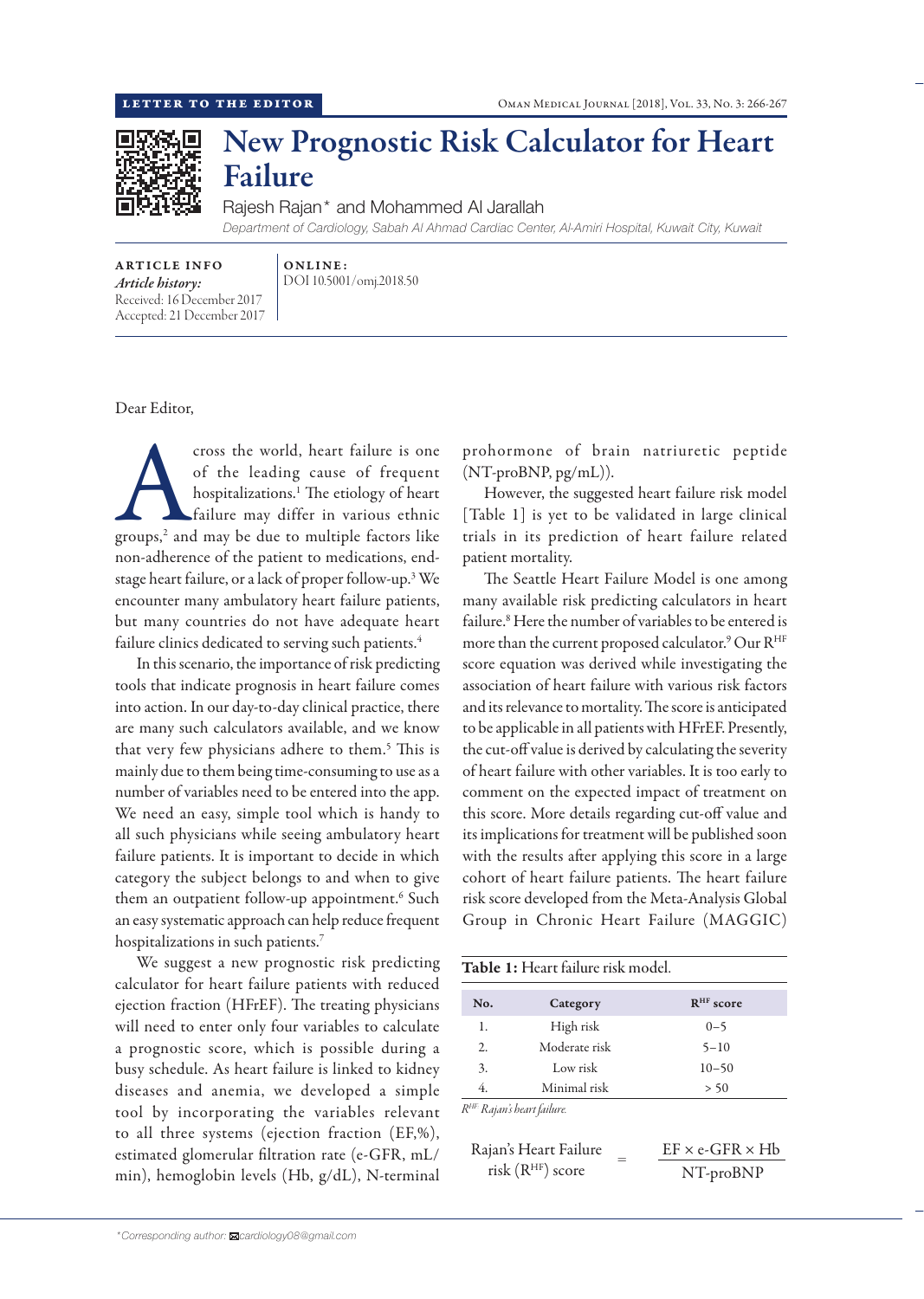LETTER TO THE EDITOR

# New Prognostic Risk Calculator for Heart Failure

Rajesh Rajan* and Mohammed Al Jarallah

*Department of Cardiology, Sabah Al Ahmad Cardiac Center, Al-Amiri Hospital, Kuwait City, Kuwait*

**ARTICLE INFO**

*Article history:*
Received: 16 December 2017
Accepted: 21 December 2017

**ONLINE:**
DOI 10.5001/omj.2018.50

Dear Editor,

Across the world, heart failure is one of the leading cause of frequent hospitalizations.[1] The etiology of heart failure may differ in various ethnic groups,[2] and may be due to multiple factors like non-adherence of the patient to medications, end-stage heart failure, or a lack of proper follow-up.[3] We encounter many ambulatory heart failure patients, but many countries do not have adequate heart failure clinics dedicated to serving such patients.[4]

In this scenario, the importance of risk predicting tools that indicate prognosis in heart failure comes into action. In our day-to-day clinical practice, there are many such calculators available, and we know that very few physicians adhere to them.[5] This is mainly due to them being time-consuming to use as a number of variables need to be entered into the app. We need an easy, simple tool which is handy to all such physicians while seeing ambulatory heart failure patients. It is important to decide in which category the subject belongs to and when to give them an outpatient follow-up appointment.[6] Such an easy systematic approach can help reduce frequent hospitalizations in such patients.[7]

We suggest a new prognostic risk predicting calculator for heart failure patients with reduced ejection fraction (HFrEF). The treating physicians will need to enter only four variables to calculate a prognostic score, which is possible during a busy schedule. As heart failure is linked to kidney diseases and anemia, we developed a simple tool by incorporating the variables relevant to all three systems (ejection fraction (EF,%), estimated glomerular filtration rate (e-GFR, mL/min), hemoglobin levels (Hb, g/dL), N-terminal prohormone of brain natriuretic peptide (NT-proBNP, pg/mL)).

However, the suggested heart failure risk model [Table 1] is yet to be validated in large clinical trials in its prediction of heart failure related patient mortality.

The Seattle Heart Failure Model is one among many available risk predicting calculators in heart failure.[8] Here the number of variables to be entered is more than the current proposed calculator.[9] Our $R^{HF}$ score equation was derived while investigating the association of heart failure with various risk factors and its relevance to mortality. The score is anticipated to be applicable in all patients with HFrEF. Presently, the cut-off value is derived by calculating the severity of heart failure with other variables. It is too early to comment on the expected impact of treatment on this score. More details regarding cut-off value and its implications for treatment will be published soon with the results after applying this score in a large cohort of heart failure patients. The heart failure risk score developed from the Meta-Analysis Global Group in Chronic Heart Failure (MAGGIC)

**Table 1:** Heart failure risk model.

| No. | Category | $R^{HF}$ score |
|---|---|---|
| 1. | High risk | 0–5 |
| 2. | Moderate risk | 5–10 |
| 3. | Low risk | 10–50 |
| 4. | Minimal risk | > 50 |

*$R^{HF}$ Rajan's heart failure.*

$$\text{Rajan's Heart Failure risk } (R^{HF}) \text{ score} = \frac{\text{EF} \times \text{e-GFR} \times \text{Hb}}{\text{NT-proBNP}}$$

*Corresponding author: cardiology08@gmail.com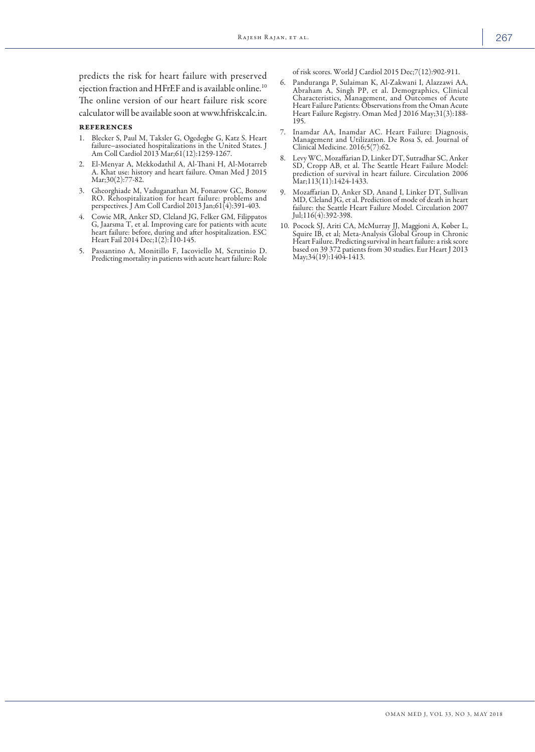predicts the risk for heart failure with preserved ejection fraction and HFrEF and is available online.[10] The online version of our heart failure risk score calculator will be available soon at www.hfriskcalc.in.

## REFERENCES

1. Blecker S, Paul M, Taksler G, Ogedegbe G, Katz S. Heart failure–associated hospitalizations in the United States. J Am Coll Cardiol 2013 Mar;61(12):1259-1267.
2. El-Menyar A, Mekkodathil A, Al-Thani H, Al-Motarreb A. Khat use: history and heart failure. Oman Med J 2015 Mar;30(2):77-82.
3. Gheorghiade M, Vaduganathan M, Fonarow GC, Bonow RO. Rehospitalization for heart failure: problems and perspectives. J Am Coll Cardiol 2013 Jan;61(4):391-403.
4. Cowie MR, Anker SD, Cleland JG, Felker GM, Filippatos G, Jaarsma T, et al. Improving care for patients with acute heart failure: before, during and after hospitalization. ESC Heart Fail 2014 Dec;1(2):110-145.
5. Passantino A, Monitillo F, Iacoviello M, Scrutinio D. Predicting mortality in patients with acute heart failure: Role of risk scores. World J Cardiol 2015 Dec;7(12):902-911.
6. Panduranga P, Sulaiman K, Al-Zakwani I, Alazzawi AA, Abraham A, Singh PP, et al. Demographics, Clinical Characteristics, Management, and Outcomes of Acute Heart Failure Patients: Observations from the Oman Acute Heart Failure Registry. Oman Med J 2016 May;31(3):188-195.
7. Inamdar AA, Inamdar AC. Heart Failure: Diagnosis, Management and Utilization. De Rosa S, ed. Journal of Clinical Medicine. 2016;5(7):62.
8. Levy WC, Mozaffarian D, Linker DT, Sutradhar SC, Anker SD, Cropp AB, et al. The Seattle Heart Failure Model: prediction of survival in heart failure. Circulation 2006 Mar;113(11):1424-1433.
9. Mozaffarian D, Anker SD, Anand I, Linker DT, Sullivan MD, Cleland JG, et al. Prediction of mode of death in heart failure: the Seattle Heart Failure Model. Circulation 2007 Jul;116(4):392-398.
10. Pocock SJ, Ariti CA, McMurray JJ, Maggioni A, Køber L, Squire IB, et al; Meta-Analysis Global Group in Chronic Heart Failure. Predicting survival in heart failure: a risk score based on 39 372 patients from 30 studies. Eur Heart J 2013 May;34(19):1404-1413.